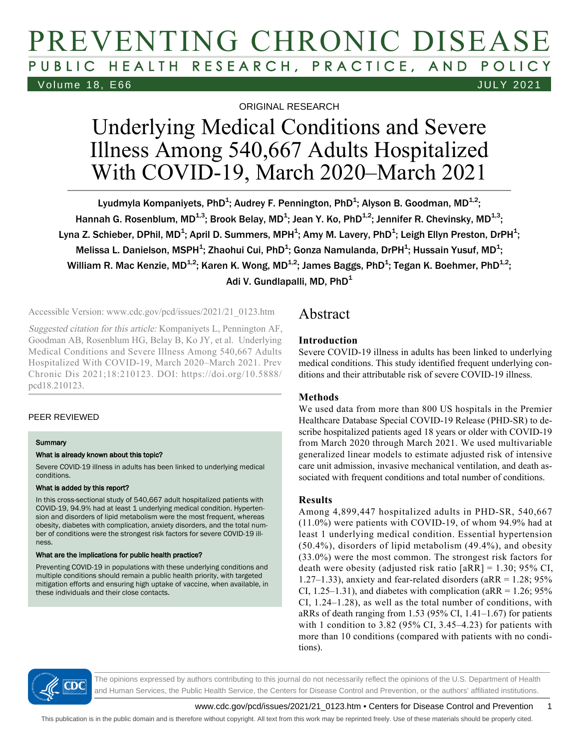ORIGINAL RESEARCH

# Underlying Medical Conditions and Severe Illness Among 540,667 Adults Hospitalized With COVID-19, March 2020–March 2021

Lyudmyla Kompaniyets, PhD[1]; Audrey F. Pennington, PhD[1]; Alyson B. Goodman, MD[1,2]; Hannah G. Rosenblum, MD[1,3]; Brook Belay, MD[1]; Jean Y. Ko, PhD[1,2]; Jennifer R. Chevinsky, MD[1,3]; Lyna Z. Schieber, DPhil, MD[1]; April D. Summers, MPH[1]; Amy M. Lavery, PhD[1]; Leigh Ellyn Preston, DrPH[1]; Melissa L. Danielson, MSPH[1]; Zhaohui Cui, PhD[1]; Gonza Namulanda, DrPH[1]; Hussain Yusuf, MD[1]; William R. Mac Kenzie, MD[1,2]; Karen K. Wong, MD[1,2]; James Baggs, PhD[1]; Tegan K. Boehmer, PhD[1,2]; Adi V. Gundlapalli, MD, PhD[1]

Accessible Version: www.cdc.gov/pcd/issues/2021/21_0123.htm

*Suggested citation for this article:* Kompaniyets L, Pennington AF, Goodman AB, Rosenblum HG, Belay B, Ko JY, et al. Underlying Medical Conditions and Severe Illness Among 540,667 Adults Hospitalized With COVID-19, March 2020–March 2021. Prev Chronic Dis 2021;18:210123. DOI: https://doi.org/10.5888/pcd18.210123.

PEER REVIEWED

**Summary**

**What is already known about this topic?**

Severe COVID-19 illness in adults has been linked to underlying medical conditions.

**What is added by this report?**

In this cross-sectional study of 540,667 adult hospitalized patients with COVID-19, 94.9% had at least 1 underlying medical condition. Hypertension and disorders of lipid metabolism were the most frequent, whereas obesity, diabetes with complication, anxiety disorders, and the total number of conditions were the strongest risk factors for severe COVID-19 illness.

**What are the implications for public health practice?**

Preventing COVID-19 in populations with these underlying conditions and multiple conditions should remain a public health priority, with targeted mitigation efforts and ensuring high uptake of vaccine, when available, in these individuals and their close contacts.

## Abstract

### Introduction

Severe COVID-19 illness in adults has been linked to underlying medical conditions. This study identified frequent underlying conditions and their attributable risk of severe COVID-19 illness.

### Methods

We used data from more than 800 US hospitals in the Premier Healthcare Database Special COVID-19 Release (PHD-SR) to describe hospitalized patients aged 18 years or older with COVID-19 from March 2020 through March 2021. We used multivariable generalized linear models to estimate adjusted risk of intensive care unit admission, invasive mechanical ventilation, and death associated with frequent conditions and total number of conditions.

### Results

Among 4,899,447 hospitalized adults in PHD-SR, 540,667 (11.0%) were patients with COVID-19, of whom 94.9% had at least 1 underlying medical condition. Essential hypertension (50.4%), disorders of lipid metabolism (49.4%), and obesity (33.0%) were the most common. The strongest risk factors for death were obesity (adjusted risk ratio [aRR] = 1.30; 95% CI, 1.27–1.33), anxiety and fear-related disorders (aRR = 1.28; 95% CI, 1.25–1.31), and diabetes with complication (aRR = 1.26; 95% CI, 1.24–1.28), as well as the total number of conditions, with aRRs of death ranging from 1.53 (95% CI, 1.41–1.67) for patients with 1 condition to 3.82 (95% CI, 3.45–4.23) for patients with more than 10 conditions (compared with patients with no conditions).

The opinions expressed by authors contributing to this journal do not necessarily reflect the opinions of the U.S. Department of Health and Human Services, the Public Health Service, the Centers for Disease Control and Prevention, or the authors' affiliated institutions.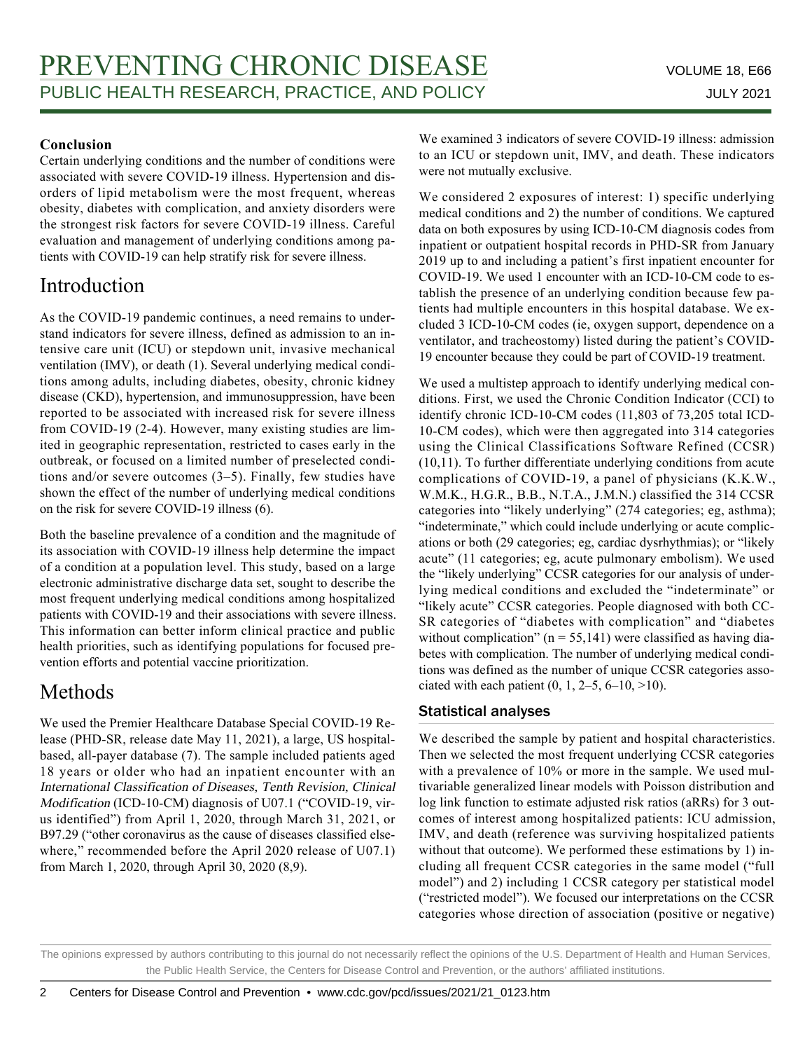### Conclusion

Certain underlying conditions and the number of conditions were associated with severe COVID-19 illness. Hypertension and disorders of lipid metabolism were the most frequent, whereas obesity, diabetes with complication, and anxiety disorders were the strongest risk factors for severe COVID-19 illness. Careful evaluation and management of underlying conditions among patients with COVID-19 can help stratify risk for severe illness.

## Introduction

As the COVID-19 pandemic continues, a need remains to understand indicators for severe illness, defined as admission to an intensive care unit (ICU) or stepdown unit, invasive mechanical ventilation (IMV), or death (1). Several underlying medical conditions among adults, including diabetes, obesity, chronic kidney disease (CKD), hypertension, and immunosuppression, have been reported to be associated with increased risk for severe illness from COVID-19 (2-4). However, many existing studies are limited in geographic representation, restricted to cases early in the outbreak, or focused on a limited number of preselected conditions and/or severe outcomes (3–5). Finally, few studies have shown the effect of the number of underlying medical conditions on the risk for severe COVID-19 illness (6).

Both the baseline prevalence of a condition and the magnitude of its association with COVID-19 illness help determine the impact of a condition at a population level. This study, based on a large electronic administrative discharge data set, sought to describe the most frequent underlying medical conditions among hospitalized patients with COVID-19 and their associations with severe illness. This information can better inform clinical practice and public health priorities, such as identifying populations for focused prevention efforts and potential vaccine prioritization.

## Methods

We used the Premier Healthcare Database Special COVID-19 Release (PHD-SR, release date May 11, 2021), a large, US hospital-based, all-payer database (7). The sample included patients aged 18 years or older who had an inpatient encounter with an *International Classification of Diseases, Tenth Revision, Clinical Modification* (ICD-10-CM) diagnosis of U07.1 ("COVID-19, virus identified") from April 1, 2020, through March 31, 2021, or B97.29 ("other coronavirus as the cause of diseases classified elsewhere," recommended before the April 2020 release of U07.1) from March 1, 2020, through April 30, 2020 (8,9).

We examined 3 indicators of severe COVID-19 illness: admission to an ICU or stepdown unit, IMV, and death. These indicators were not mutually exclusive.

We considered 2 exposures of interest: 1) specific underlying medical conditions and 2) the number of conditions. We captured data on both exposures by using ICD-10-CM diagnosis codes from inpatient or outpatient hospital records in PHD-SR from January 2019 up to and including a patient's first inpatient encounter for COVID-19. We used 1 encounter with an ICD-10-CM code to establish the presence of an underlying condition because few patients had multiple encounters in this hospital database. We excluded 3 ICD-10-CM codes (ie, oxygen support, dependence on a ventilator, and tracheostomy) listed during the patient's COVID-19 encounter because they could be part of COVID-19 treatment.

We used a multistep approach to identify underlying medical conditions. First, we used the Chronic Condition Indicator (CCI) to identify chronic ICD-10-CM codes (11,803 of 73,205 total ICD-10-CM codes), which were then aggregated into 314 categories using the Clinical Classifications Software Refined (CCSR) (10,11). To further differentiate underlying conditions from acute complications of COVID-19, a panel of physicians (K.K.W., W.M.K., H.G.R., B.B., N.T.A., J.M.N.) classified the 314 CCSR categories into "likely underlying" (274 categories; eg, asthma); "indeterminate," which could include underlying or acute complications or both (29 categories; eg, cardiac dysrhythmias); or "likely acute" (11 categories; eg, acute pulmonary embolism). We used the "likely underlying" CCSR categories for our analysis of underlying medical conditions and excluded the "indeterminate" or "likely acute" CCSR categories. People diagnosed with both CCSR categories of "diabetes with complication" and "diabetes without complication" (n = 55,141) were classified as having diabetes with complication. The number of underlying medical conditions was defined as the number of unique CCSR categories associated with each patient (0, 1, 2–5, 6–10, >10).

### Statistical analyses

We described the sample by patient and hospital characteristics. Then we selected the most frequent underlying CCSR categories with a prevalence of 10% or more in the sample. We used multivariable generalized linear models with Poisson distribution and log link function to estimate adjusted risk ratios (aRRs) for 3 outcomes of interest among hospitalized patients: ICU admission, IMV, and death (reference was surviving hospitalized patients without that outcome). We performed these estimations by 1) including all frequent CCSR categories in the same model ("full model") and 2) including 1 CCSR category per statistical model ("restricted model"). We focused our interpretations on the CCSR categories whose direction of association (positive or negative)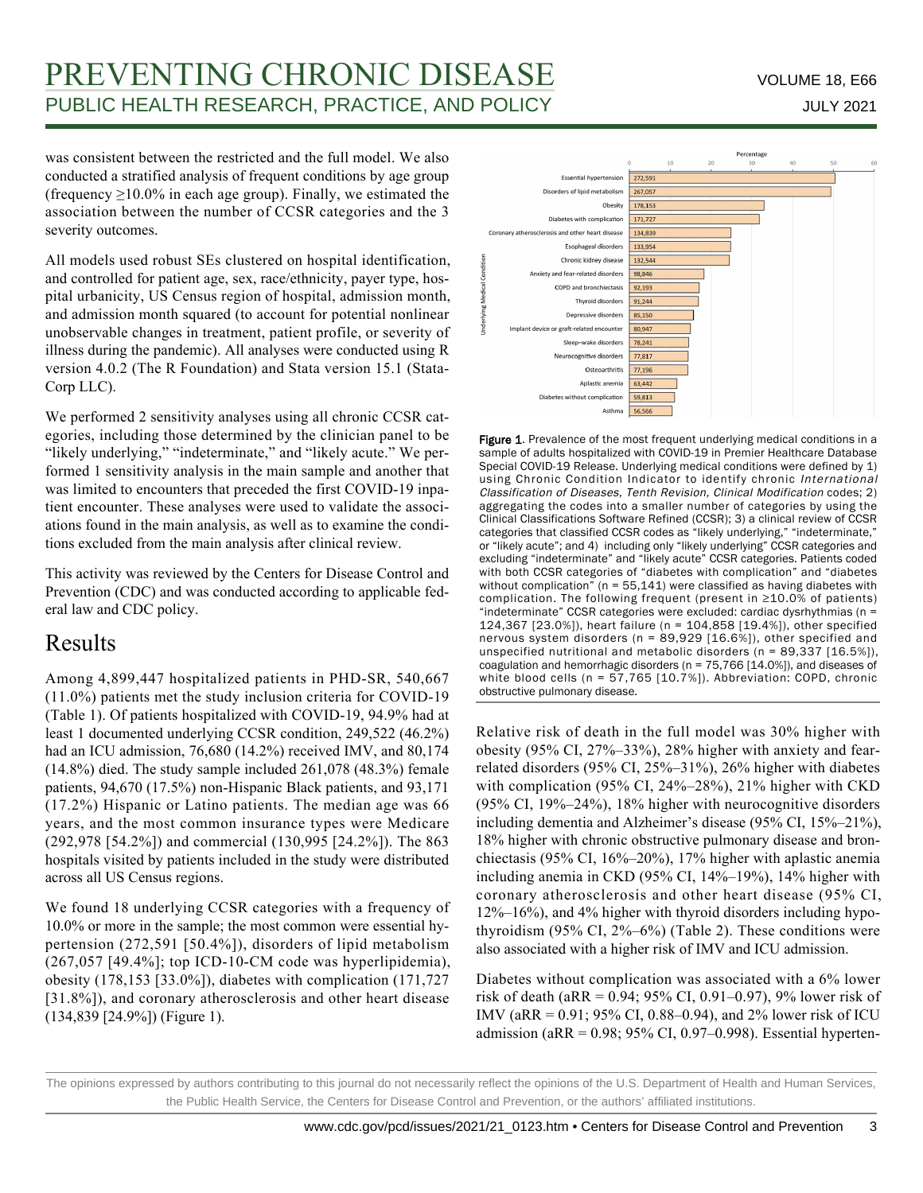was consistent between the restricted and the full model. We also conducted a stratified analysis of frequent conditions by age group (frequency ≥10.0% in each age group). Finally, we estimated the association between the number of CCSR categories and the 3 severity outcomes.

All models used robust SEs clustered on hospital identification, and controlled for patient age, sex, race/ethnicity, payer type, hospital urbanicity, US Census region of hospital, admission month, and admission month squared (to account for potential nonlinear unobservable changes in treatment, patient profile, or severity of illness during the pandemic). All analyses were conducted using R version 4.0.2 (The R Foundation) and Stata version 15.1 (StataCorp LLC).

We performed 2 sensitivity analyses using all chronic CCSR categories, including those determined by the clinician panel to be "likely underlying," "indeterminate," and "likely acute." We performed 1 sensitivity analysis in the main sample and another that was limited to encounters that preceded the first COVID-19 inpatient encounter. These analyses were used to validate the associations found in the main analysis, as well as to examine the conditions excluded from the main analysis after clinical review.

This activity was reviewed by the Centers for Disease Control and Prevention (CDC) and was conducted according to applicable federal law and CDC policy.

# Results

Among 4,899,447 hospitalized patients in PHD-SR, 540,667 (11.0%) patients met the study inclusion criteria for COVID-19 (Table 1). Of patients hospitalized with COVID-19, 94.9% had at least 1 documented underlying CCSR condition, 249,522 (46.2%) had an ICU admission, 76,680 (14.2%) received IMV, and 80,174 (14.8%) died. The study sample included 261,078 (48.3%) female patients, 94,670 (17.5%) non-Hispanic Black patients, and 93,171 (17.2%) Hispanic or Latino patients. The median age was 66 years, and the most common insurance types were Medicare (292,978 [54.2%]) and commercial (130,995 [24.2%]). The 863 hospitals visited by patients included in the study were distributed across all US Census regions.

We found 18 underlying CCSR categories with a frequency of 10.0% or more in the sample; the most common were essential hypertension (272,591 [50.4%]), disorders of lipid metabolism (267,057 [49.4%]; top ICD-10-CM code was hyperlipidemia), obesity (178,153 [33.0%]), diabetes with complication (171,727 [31.8%]), and coronary atherosclerosis and other heart disease (134,839 [24.9%]) (Figure 1).

| Underlying Medical Condition | Number |
|---|---|
| Essential hypertension | 272,591 |
| Disorders of lipid metabolism | 267,057 |
| Obesity | 178,153 |
| Diabetes with complication | 171,727 |
| Coronary atherosclerosis and other heart disease | 134,839 |
| Esophageal disorders | 133,954 |
| Chronic kidney disease | 132,544 |
| Anxiety and fear-related disorders | 98,846 |
| COPD and bronchiectasis | 92,193 |
| Thyroid disorders | 91,244 |
| Depressive disorders | 85,150 |
| Implant device or graft-related encounter | 80,947 |
| Sleep–wake disorders | 78,241 |
| Neurocognitive disorders | 77,817 |
| Osteoarthritis | 77,196 |
| Aplastic anemia | 63,442 |
| Diabetes without complication | 59,813 |
| Asthma | 56,566 |

**Figure 1.** Prevalence of the most frequent underlying medical conditions in a sample of adults hospitalized with COVID-19 in Premier Healthcare Database Special COVID-19 Release. Underlying medical conditions were defined by 1) using Chronic Condition Indicator to identify chronic *International Classification of Diseases, Tenth Revision, Clinical Modification* codes; 2) aggregating the codes into a smaller number of categories by using the Clinical Classifications Software Refined (CCSR); 3) a clinical review of CCSR categories that classified CCSR codes as "likely underlying," "indeterminate," or "likely acute"; and 4) including only "likely underlying" CCSR categories and excluding "indeterminate" and "likely acute" CCSR categories. Patients coded with both CCSR categories of "diabetes with complication" and "diabetes without complication" (n = 55,141) were classified as having diabetes with complication. The following frequent (present in ≥10.0% of patients) "indeterminate" CCSR categories were excluded: cardiac dysrhythmias (n = 124,367 [23.0%]), heart failure (n = 104,858 [19.4%]), other specified nervous system disorders (n = 89,929 [16.6%]), other specified and unspecified nutritional and metabolic disorders (n = 89,337 [16.5%]), coagulation and hemorrhagic disorders (n = 75,766 [14.0%]), and diseases of white blood cells (n = 57,765 [10.7%]). Abbreviation: COPD, chronic obstructive pulmonary disease.

Relative risk of death in the full model was 30% higher with obesity (95% CI, 27%–33%), 28% higher with anxiety and fear-related disorders (95% CI, 25%–31%), 26% higher with diabetes with complication (95% CI, 24%–28%), 21% higher with CKD (95% CI, 19%–24%), 18% higher with neurocognitive disorders including dementia and Alzheimer's disease (95% CI, 15%–21%), 18% higher with chronic obstructive pulmonary disease and bronchiectasis (95% CI, 16%–20%), 17% higher with aplastic anemia including anemia in CKD (95% CI, 14%–19%), 14% higher with coronary atherosclerosis and other heart disease (95% CI, 12%–16%), and 4% higher with thyroid disorders including hypothyroidism (95% CI, 2%–6%) (Table 2). These conditions were also associated with a higher risk of IMV and ICU admission.

Diabetes without complication was associated with a 6% lower risk of death (aRR = 0.94; 95% CI, 0.91–0.97), 9% lower risk of IMV (aRR = 0.91; 95% CI, 0.88–0.94), and 2% lower risk of ICU admission (aRR = 0.98; 95% CI, 0.97–0.998). Essential hyperten-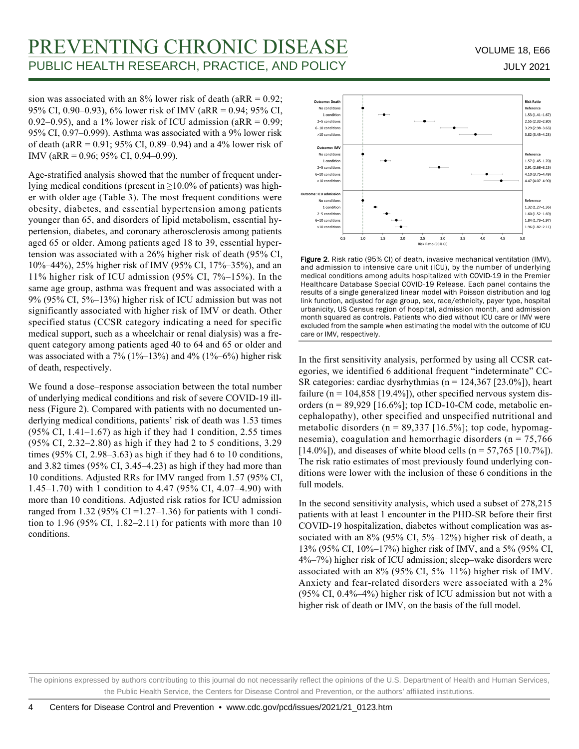sion was associated with an 8% lower risk of death (aRR = 0.92; 95% CI, 0.90–0.93), 6% lower risk of IMV (aRR = 0.94; 95% CI, 0.92–0.95), and a 1% lower risk of ICU admission (aRR = 0.99; 95% CI, 0.97–0.999). Asthma was associated with a 9% lower risk of death (aRR = 0.91; 95% CI, 0.89–0.94) and a 4% lower risk of IMV (aRR = 0.96; 95% CI, 0.94–0.99).

Age-stratified analysis showed that the number of frequent underlying medical conditions (present in ≥10.0% of patients) was higher with older age (Table 3). The most frequent conditions were obesity, diabetes, and essential hypertension among patients younger than 65, and disorders of lipid metabolism, essential hypertension, diabetes, and coronary atherosclerosis among patients aged 65 or older. Among patients aged 18 to 39, essential hypertension was associated with a 26% higher risk of death (95% CI, 10%–44%), 25% higher risk of IMV (95% CI, 17%–35%), and an 11% higher risk of ICU admission (95% CI, 7%–15%). In the same age group, asthma was frequent and was associated with a 9% (95% CI, 5%–13%) higher risk of ICU admission but was not significantly associated with higher risk of IMV or death. Other specified status (CCSR category indicating a need for specific medical support, such as a wheelchair or renal dialysis) was a frequent category among patients aged 40 to 64 and 65 or older and was associated with a 7% (1%–13%) and 4% (1%–6%) higher risk of death, respectively.

We found a dose–response association between the total number of underlying medical conditions and risk of severe COVID-19 illness (Figure 2). Compared with patients with no documented underlying medical conditions, patients' risk of death was 1.53 times (95% CI, 1.41–1.67) as high if they had 1 condition, 2.55 times (95% CI, 2.32–2.80) as high if they had 2 to 5 conditions, 3.29 times (95% CI, 2.98–3.63) as high if they had 6 to 10 conditions, and 3.82 times (95% CI, 3.45–4.23) as high if they had more than 10 conditions. Adjusted RRs for IMV ranged from 1.57 (95% CI, 1.45–1.70) with 1 condition to 4.47 (95% CI, 4.07–4.90) with more than 10 conditions. Adjusted risk ratios for ICU admission ranged from 1.32 (95% CI =1.27–1.36) for patients with 1 condition to 1.96 (95% CI, 1.82–2.11) for patients with more than 10 conditions.

**Figure 2.** Risk ratio (95% CI) of death, invasive mechanical ventilation (IMV), and admission to intensive care unit (ICU), by the number of underlying medical conditions among adults hospitalized with COVID-19 in the Premier Healthcare Database Special COVID-19 Release. Each panel contains the results of a single generalized linear model with Poisson distribution and log link function, adjusted for age group, sex, race/ethnicity, payer type, hospital urbanicity, US Census region of hospital, admission month, and admission month squared as controls. Patients who died without ICU care or IMV were excluded from the sample when estimating the model with the outcome of ICU care or IMV, respectively.

In the first sensitivity analysis, performed by using all CCSR categories, we identified 6 additional frequent "indeterminate" CCSR categories: cardiac dysrhythmias (n = 124,367 [23.0%]), heart failure (n = 104,858 [19.4%]), other specified nervous system disorders (n = 89,929 [16.6%]; top ICD-10-CM code, metabolic encephalopathy), other specified and unspecified nutritional and metabolic disorders (n = 89,337 [16.5%]; top code, hypomagnesemia), coagulation and hemorrhagic disorders (n = 75,766 [14.0%]), and diseases of white blood cells (n = 57,765 [10.7%]). The risk ratio estimates of most previously found underlying conditions were lower with the inclusion of these 6 conditions in the full models.

In the second sensitivity analysis, which used a subset of 278,215 patients with at least 1 encounter in the PHD-SR before their first COVID-19 hospitalization, diabetes without complication was associated with an 8% (95% CI, 5%–12%) higher risk of death, a 13% (95% CI, 10%–17%) higher risk of IMV, and a 5% (95% CI, 4%–7%) higher risk of ICU admission; sleep–wake disorders were associated with an 8% (95% CI, 5%–11%) higher risk of IMV. Anxiety and fear-related disorders were associated with a 2% (95% CI, 0.4%–4%) higher risk of ICU admission but not with a higher risk of death or IMV, on the basis of the full model.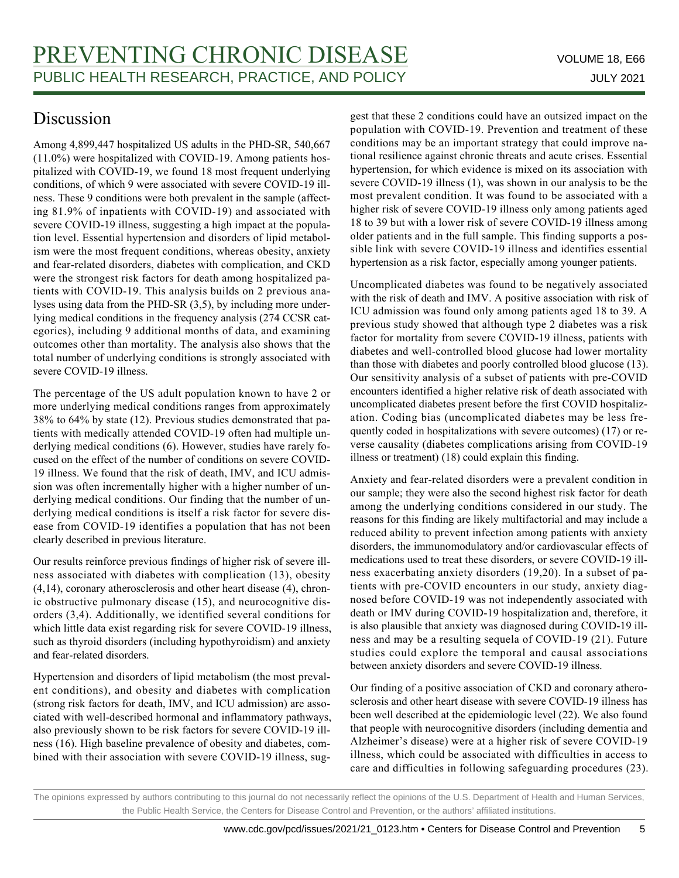## Discussion

Among 4,899,447 hospitalized US adults in the PHD-SR, 540,667 (11.0%) were hospitalized with COVID-19. Among patients hospitalized with COVID-19, we found 18 most frequent underlying conditions, of which 9 were associated with severe COVID-19 illness. These 9 conditions were both prevalent in the sample (affecting 81.9% of inpatients with COVID-19) and associated with severe COVID-19 illness, suggesting a high impact at the population level. Essential hypertension and disorders of lipid metabolism were the most frequent conditions, whereas obesity, anxiety and fear-related disorders, diabetes with complication, and CKD were the strongest risk factors for death among hospitalized patients with COVID-19. This analysis builds on 2 previous analyses using data from the PHD-SR (3,5), by including more underlying medical conditions in the frequency analysis (274 CCSR categories), including 9 additional months of data, and examining outcomes other than mortality. The analysis also shows that the total number of underlying conditions is strongly associated with severe COVID-19 illness.

The percentage of the US adult population known to have 2 or more underlying medical conditions ranges from approximately 38% to 64% by state (12). Previous studies demonstrated that patients with medically attended COVID-19 often had multiple underlying medical conditions (6). However, studies have rarely focused on the effect of the number of conditions on severe COVID-19 illness. We found that the risk of death, IMV, and ICU admission was often incrementally higher with a higher number of underlying medical conditions. Our finding that the number of underlying medical conditions is itself a risk factor for severe disease from COVID-19 identifies a population that has not been clearly described in previous literature.

Our results reinforce previous findings of higher risk of severe illness associated with diabetes with complication (13), obesity (4,14), coronary atherosclerosis and other heart disease (4), chronic obstructive pulmonary disease (15), and neurocognitive disorders (3,4). Additionally, we identified several conditions for which little data exist regarding risk for severe COVID-19 illness, such as thyroid disorders (including hypothyroidism) and anxiety and fear-related disorders.

Hypertension and disorders of lipid metabolism (the most prevalent conditions), and obesity and diabetes with complication (strong risk factors for death, IMV, and ICU admission) are associated with well-described hormonal and inflammatory pathways, also previously shown to be risk factors for severe COVID-19 illness (16). High baseline prevalence of obesity and diabetes, combined with their association with severe COVID-19 illness, suggest that these 2 conditions could have an outsized impact on the population with COVID-19. Prevention and treatment of these conditions may be an important strategy that could improve national resilience against chronic threats and acute crises. Essential hypertension, for which evidence is mixed on its association with severe COVID-19 illness (1), was shown in our analysis to be the most prevalent condition. It was found to be associated with a higher risk of severe COVID-19 illness only among patients aged 18 to 39 but with a lower risk of severe COVID-19 illness among older patients and in the full sample. This finding supports a possible link with severe COVID-19 illness and identifies essential hypertension as a risk factor, especially among younger patients.

Uncomplicated diabetes was found to be negatively associated with the risk of death and IMV. A positive association with risk of ICU admission was found only among patients aged 18 to 39. A previous study showed that although type 2 diabetes was a risk factor for mortality from severe COVID-19 illness, patients with diabetes and well-controlled blood glucose had lower mortality than those with diabetes and poorly controlled blood glucose (13). Our sensitivity analysis of a subset of patients with pre-COVID encounters identified a higher relative risk of death associated with uncomplicated diabetes present before the first COVID hospitalization. Coding bias (uncomplicated diabetes may be less frequently coded in hospitalizations with severe outcomes) (17) or reverse causality (diabetes complications arising from COVID-19 illness or treatment) (18) could explain this finding.

Anxiety and fear-related disorders were a prevalent condition in our sample; they were also the second highest risk factor for death among the underlying conditions considered in our study. The reasons for this finding are likely multifactorial and may include a reduced ability to prevent infection among patients with anxiety disorders, the immunomodulatory and/or cardiovascular effects of medications used to treat these disorders, or severe COVID-19 illness exacerbating anxiety disorders (19,20). In a subset of patients with pre-COVID encounters in our study, anxiety diagnosed before COVID-19 was not independently associated with death or IMV during COVID-19 hospitalization and, therefore, it is also plausible that anxiety was diagnosed during COVID-19 illness and may be a resulting sequela of COVID-19 (21). Future studies could explore the temporal and causal associations between anxiety disorders and severe COVID-19 illness.

Our finding of a positive association of CKD and coronary atherosclerosis and other heart disease with severe COVID-19 illness has been well described at the epidemiologic level (22). We also found that people with neurocognitive disorders (including dementia and Alzheimer's disease) were at a higher risk of severe COVID-19 illness, which could be associated with difficulties in access to care and difficulties in following safeguarding procedures (23).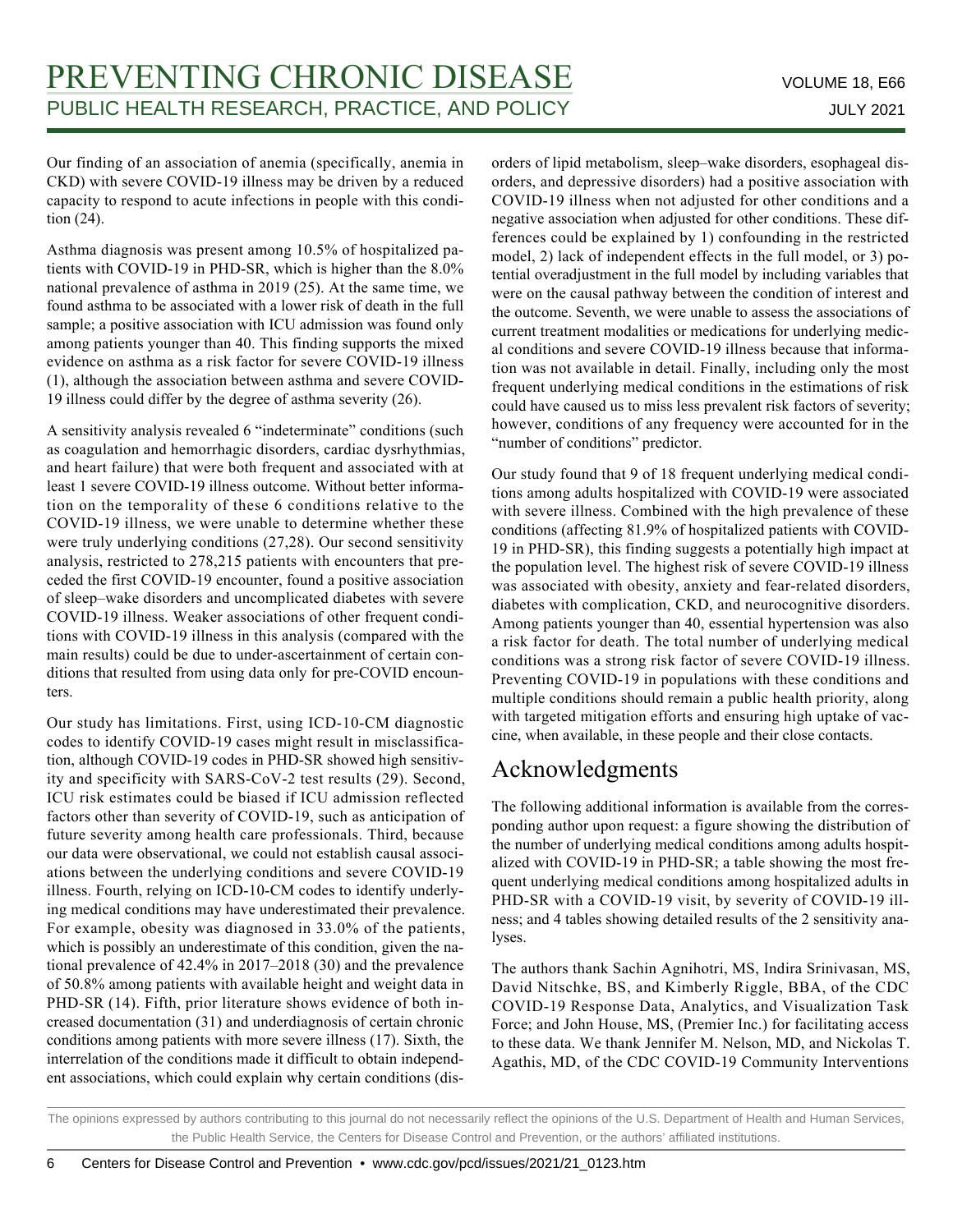Our finding of an association of anemia (specifically, anemia in CKD) with severe COVID-19 illness may be driven by a reduced capacity to respond to acute infections in people with this condition (24).

Asthma diagnosis was present among 10.5% of hospitalized patients with COVID-19 in PHD-SR, which is higher than the 8.0% national prevalence of asthma in 2019 (25). At the same time, we found asthma to be associated with a lower risk of death in the full sample; a positive association with ICU admission was found only among patients younger than 40. This finding supports the mixed evidence on asthma as a risk factor for severe COVID-19 illness (1), although the association between asthma and severe COVID-19 illness could differ by the degree of asthma severity (26).

A sensitivity analysis revealed 6 "indeterminate" conditions (such as coagulation and hemorrhagic disorders, cardiac dysrhythmias, and heart failure) that were both frequent and associated with at least 1 severe COVID-19 illness outcome. Without better information on the temporality of these 6 conditions relative to the COVID-19 illness, we were unable to determine whether these were truly underlying conditions (27,28). Our second sensitivity analysis, restricted to 278,215 patients with encounters that preceded the first COVID-19 encounter, found a positive association of sleep–wake disorders and uncomplicated diabetes with severe COVID-19 illness. Weaker associations of other frequent conditions with COVID-19 illness in this analysis (compared with the main results) could be due to under-ascertainment of certain conditions that resulted from using data only for pre-COVID encounters.

Our study has limitations. First, using ICD-10-CM diagnostic codes to identify COVID-19 cases might result in misclassification, although COVID-19 codes in PHD-SR showed high sensitivity and specificity with SARS-CoV-2 test results (29). Second, ICU risk estimates could be biased if ICU admission reflected factors other than severity of COVID-19, such as anticipation of future severity among health care professionals. Third, because our data were observational, we could not establish causal associations between the underlying conditions and severe COVID-19 illness. Fourth, relying on ICD-10-CM codes to identify underlying medical conditions may have underestimated their prevalence. For example, obesity was diagnosed in 33.0% of the patients, which is possibly an underestimate of this condition, given the national prevalence of 42.4% in 2017–2018 (30) and the prevalence of 50.8% among patients with available height and weight data in PHD-SR (14). Fifth, prior literature shows evidence of both increased documentation (31) and underdiagnosis of certain chronic conditions among patients with more severe illness (17). Sixth, the interrelation of the conditions made it difficult to obtain independent associations, which could explain why certain conditions (disorders of lipid metabolism, sleep–wake disorders, esophageal disorders, and depressive disorders) had a positive association with COVID-19 illness when not adjusted for other conditions and a negative association when adjusted for other conditions. These differences could be explained by 1) confounding in the restricted model, 2) lack of independent effects in the full model, or 3) potential overadjustment in the full model by including variables that were on the causal pathway between the condition of interest and the outcome. Seventh, we were unable to assess the associations of current treatment modalities or medications for underlying medical conditions and severe COVID-19 illness because that information was not available in detail. Finally, including only the most frequent underlying medical conditions in the estimations of risk could have caused us to miss less prevalent risk factors of severity; however, conditions of any frequency were accounted for in the "number of conditions" predictor.

Our study found that 9 of 18 frequent underlying medical conditions among adults hospitalized with COVID-19 were associated with severe illness. Combined with the high prevalence of these conditions (affecting 81.9% of hospitalized patients with COVID-19 in PHD-SR), this finding suggests a potentially high impact at the population level. The highest risk of severe COVID-19 illness was associated with obesity, anxiety and fear-related disorders, diabetes with complication, CKD, and neurocognitive disorders. Among patients younger than 40, essential hypertension was also a risk factor for death. The total number of underlying medical conditions was a strong risk factor of severe COVID-19 illness. Preventing COVID-19 in populations with these conditions and multiple conditions should remain a public health priority, along with targeted mitigation efforts and ensuring high uptake of vaccine, when available, in these people and their close contacts.

# Acknowledgments

The following additional information is available from the corresponding author upon request: a figure showing the distribution of the number of underlying medical conditions among adults hospitalized with COVID-19 in PHD-SR; a table showing the most frequent underlying medical conditions among hospitalized adults in PHD-SR with a COVID-19 visit, by severity of COVID-19 illness; and 4 tables showing detailed results of the 2 sensitivity analyses.

The authors thank Sachin Agnihotri, MS, Indira Srinivasan, MS, David Nitschke, BS, and Kimberly Riggle, BBA, of the CDC COVID-19 Response Data, Analytics, and Visualization Task Force; and John House, MS, (Premier Inc.) for facilitating access to these data. We thank Jennifer M. Nelson, MD, and Nickolas T. Agathis, MD, of the CDC COVID-19 Community Interventions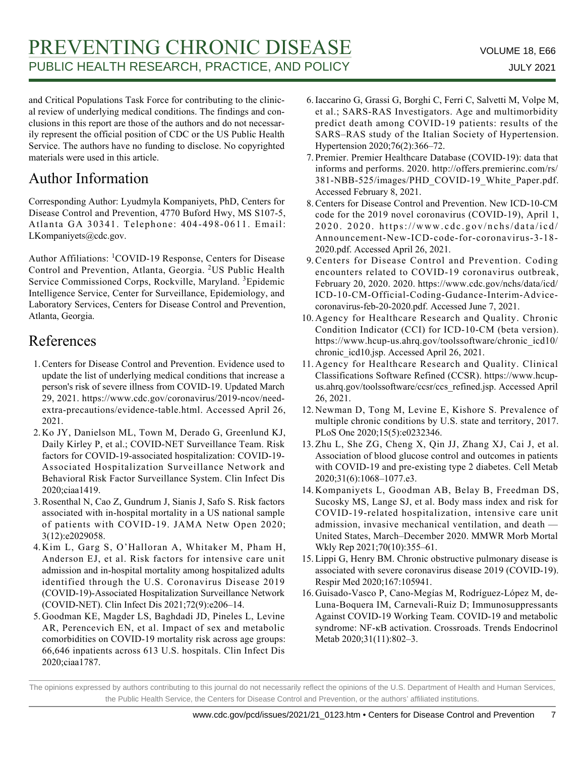and Critical Populations Task Force for contributing to the clinical review of underlying medical conditions. The findings and conclusions in this report are those of the authors and do not necessarily represent the official position of CDC or the US Public Health Service. The authors have no funding to disclose. No copyrighted materials were used in this article.

## Author Information

Corresponding Author: Lyudmyla Kompaniyets, PhD, Centers for Disease Control and Prevention, 4770 Buford Hwy, MS S107-5, Atlanta GA 30341. Telephone: 404-498-0611. Email: LKompaniyets@cdc.gov.

Author Affiliations: [1]COVID-19 Response, Centers for Disease Control and Prevention, Atlanta, Georgia. [2]US Public Health Service Commissioned Corps, Rockville, Maryland. [3]Epidemic Intelligence Service, Center for Surveillance, Epidemiology, and Laboratory Services, Centers for Disease Control and Prevention, Atlanta, Georgia.

## References

1. Centers for Disease Control and Prevention. Evidence used to update the list of underlying medical conditions that increase a person's risk of severe illness from COVID-19. Updated March 29, 2021. https://www.cdc.gov/coronavirus/2019-ncov/need-extra-precautions/evidence-table.html. Accessed April 26, 2021.
2. Ko JY, Danielson ML, Town M, Derado G, Greenlund KJ, Daily Kirley P, et al.; COVID-NET Surveillance Team. Risk factors for COVID-19-associated hospitalization: COVID-19-Associated Hospitalization Surveillance Network and Behavioral Risk Factor Surveillance System. Clin Infect Dis 2020;ciaa1419.
3. Rosenthal N, Cao Z, Gundrum J, Sianis J, Safo S. Risk factors associated with in-hospital mortality in a US national sample of patients with COVID-19. JAMA Netw Open 2020; 3(12):e2029058.
4. Kim L, Garg S, O'Halloran A, Whitaker M, Pham H, Anderson EJ, et al. Risk factors for intensive care unit admission and in-hospital mortality among hospitalized adults identified through the U.S. Coronavirus Disease 2019 (COVID-19)-Associated Hospitalization Surveillance Network (COVID-NET). Clin Infect Dis 2021;72(9):e206–14.
5. Goodman KE, Magder LS, Baghdadi JD, Pineles L, Levine AR, Perencevich EN, et al. Impact of sex and metabolic comorbidities on COVID-19 mortality risk across age groups: 66,646 inpatients across 613 U.S. hospitals. Clin Infect Dis 2020;ciaa1787.
6. Iaccarino G, Grassi G, Borghi C, Ferri C, Salvetti M, Volpe M, et al.; SARS-RAS Investigators. Age and multimorbidity predict death among COVID-19 patients: results of the SARS–RAS study of the Italian Society of Hypertension. Hypertension 2020;76(2):366–72.
7. Premier. Premier Healthcare Database (COVID-19): data that informs and performs. 2020. http://offers.premierinc.com/rs/381-NBB-525/images/PHD_COVID-19_White_Paper.pdf. Accessed February 8, 2021.
8. Centers for Disease Control and Prevention. New ICD-10-CM code for the 2019 novel coronavirus (COVID-19), April 1, 2020. 2020. https://www.cdc.gov/nchs/data/icd/Announcement-New-ICD-code-for-coronavirus-3-18-2020.pdf. Accessed April 26, 2021.
9. Centers for Disease Control and Prevention. Coding encounters related to COVID-19 coronavirus outbreak, February 20, 2020. 2020. https://www.cdc.gov/nchs/data/icd/ICD-10-CM-Official-Coding-Gudance-Interim-Advice-coronavirus-feb-20-2020.pdf. Accessed June 7, 2021.
10. Agency for Healthcare Research and Quality. Chronic Condition Indicator (CCI) for ICD-10-CM (beta version). https://www.hcup-us.ahrq.gov/toolssoftware/chronic_icd10/chronic_icd10.jsp. Accessed April 26, 2021.
11. Agency for Healthcare Research and Quality. Clinical Classifications Software Refined (CCSR). https://www.hcup-us.ahrq.gov/toolssoftware/ccsr/ccs_refined.jsp. Accessed April 26, 2021.
12. Newman D, Tong M, Levine E, Kishore S. Prevalence of multiple chronic conditions by U.S. state and territory, 2017. PLoS One 2020;15(5):e0232346.
13. Zhu L, She ZG, Cheng X, Qin JJ, Zhang XJ, Cai J, et al. Association of blood glucose control and outcomes in patients with COVID-19 and pre-existing type 2 diabetes. Cell Metab 2020;31(6):1068–1077.e3.
14. Kompaniyets L, Goodman AB, Belay B, Freedman DS, Sucosky MS, Lange SJ, et al. Body mass index and risk for COVID-19-related hospitalization, intensive care unit admission, invasive mechanical ventilation, and death — United States, March–December 2020. MMWR Morb Mortal Wkly Rep 2021;70(10):355–61.
15. Lippi G, Henry BM. Chronic obstructive pulmonary disease is associated with severe coronavirus disease 2019 (COVID-19). Respir Med 2020;167:105941.
16. Guisado-Vasco P, Cano-Megías M, Rodríguez-López M, de-Luna-Boquera IM, Carnevali-Ruiz D; Immunosuppressants Against COVID-19 Working Team. COVID-19 and metabolic syndrome: NF-κB activation. Crossroads. Trends Endocrinol Metab 2020;31(11):802–3.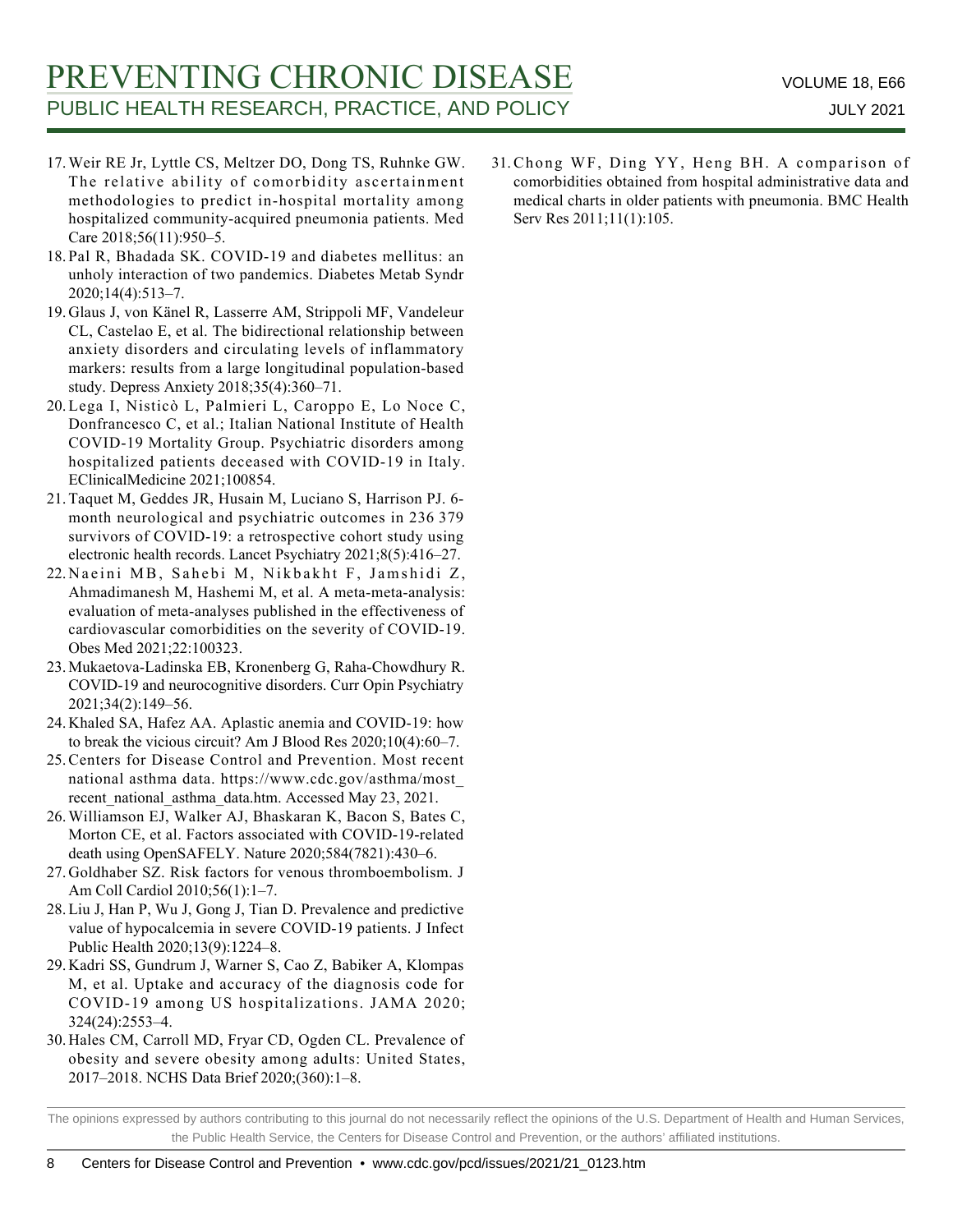17. Weir RE Jr, Lyttle CS, Meltzer DO, Dong TS, Ruhnke GW. The relative ability of comorbidity ascertainment methodologies to predict in-hospital mortality among hospitalized community-acquired pneumonia patients. Med Care 2018;56(11):950–5.
18. Pal R, Bhadada SK. COVID-19 and diabetes mellitus: an unholy interaction of two pandemics. Diabetes Metab Syndr 2020;14(4):513–7.
19. Glaus J, von Känel R, Lasserre AM, Strippoli MF, Vandeleur CL, Castelao E, et al. The bidirectional relationship between anxiety disorders and circulating levels of inflammatory markers: results from a large longitudinal population-based study. Depress Anxiety 2018;35(4):360–71.
20. Lega I, Nisticò L, Palmieri L, Caroppo E, Lo Noce C, Donfrancesco C, et al.; Italian National Institute of Health COVID-19 Mortality Group. Psychiatric disorders among hospitalized patients deceased with COVID-19 in Italy. EClinicalMedicine 2021;100854.
21. Taquet M, Geddes JR, Husain M, Luciano S, Harrison PJ. 6-month neurological and psychiatric outcomes in 236 379 survivors of COVID-19: a retrospective cohort study using electronic health records. Lancet Psychiatry 2021;8(5):416–27.
22. Naeini MB, Sahebi M, Nikbakht F, Jamshidi Z, Ahmadimanesh M, Hashemi M, et al. A meta-meta-analysis: evaluation of meta-analyses published in the effectiveness of cardiovascular comorbidities on the severity of COVID-19. Obes Med 2021;22:100323.
23. Mukaetova-Ladinska EB, Kronenberg G, Raha-Chowdhury R. COVID-19 and neurocognitive disorders. Curr Opin Psychiatry 2021;34(2):149–56.
24. Khaled SA, Hafez AA. Aplastic anemia and COVID-19: how to break the vicious circuit? Am J Blood Res 2020;10(4):60–7.
25. Centers for Disease Control and Prevention. Most recent national asthma data. https://www.cdc.gov/asthma/most_recent_national_asthma_data.htm. Accessed May 23, 2021.
26. Williamson EJ, Walker AJ, Bhaskaran K, Bacon S, Bates C, Morton CE, et al. Factors associated with COVID-19-related death using OpenSAFELY. Nature 2020;584(7821):430–6.
27. Goldhaber SZ. Risk factors for venous thromboembolism. J Am Coll Cardiol 2010;56(1):1–7.
28. Liu J, Han P, Wu J, Gong J, Tian D. Prevalence and predictive value of hypocalcemia in severe COVID-19 patients. J Infect Public Health 2020;13(9):1224–8.
29. Kadri SS, Gundrum J, Warner S, Cao Z, Babiker A, Klompas M, et al. Uptake and accuracy of the diagnosis code for COVID-19 among US hospitalizations. JAMA 2020;324(24):2553–4.
30. Hales CM, Carroll MD, Fryar CD, Ogden CL. Prevalence of obesity and severe obesity among adults: United States, 2017–2018. NCHS Data Brief 2020;(360):1–8.
31. Chong WF, Ding YY, Heng BH. A comparison of comorbidities obtained from hospital administrative data and medical charts in older patients with pneumonia. BMC Health Serv Res 2011;11(1):105.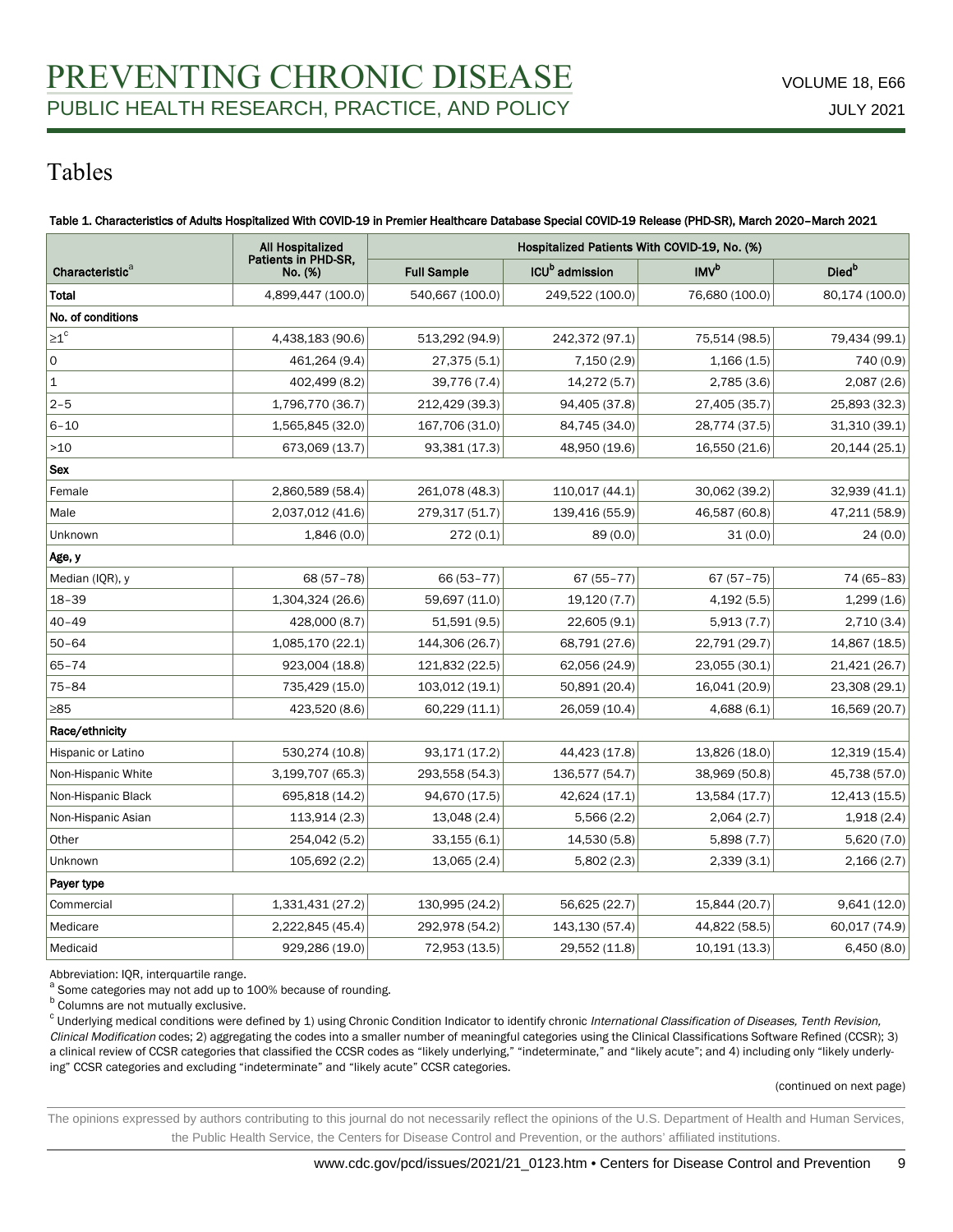# Tables

**Table 1. Characteristics of Adults Hospitalized With COVID-19 in Premier Healthcare Database Special COVID-19 Release (PHD-SR), March 2020–March 2021**

| Characteristic[a] | All Hospitalized Patients in PHD-SR, No. (%) | Hospitalized Patients With COVID-19, No. (%) | | | |
|---|---|---|---|---|---|
| | | Full Sample | ICU[b] admission | IMV[b] | Died[b] |
| **Total** | 4,899,447 (100.0) | 540,667 (100.0) | 249,522 (100.0) | 76,680 (100.0) | 80,174 (100.0) |
| **No. of conditions** | | | | | |
| ≥1[c] | 4,438,183 (90.6) | 513,292 (94.9) | 242,372 (97.1) | 75,514 (98.5) | 79,434 (99.1) |
| 0 | 461,264 (9.4) | 27,375 (5.1) | 7,150 (2.9) | 1,166 (1.5) | 740 (0.9) |
| 1 | 402,499 (8.2) | 39,776 (7.4) | 14,272 (5.7) | 2,785 (3.6) | 2,087 (2.6) |
| 2–5 | 1,796,770 (36.7) | 212,429 (39.3) | 94,405 (37.8) | 27,405 (35.7) | 25,893 (32.3) |
| 6–10 | 1,565,845 (32.0) | 167,706 (31.0) | 84,745 (34.0) | 28,774 (37.5) | 31,310 (39.1) |
| >10 | 673,069 (13.7) | 93,381 (17.3) | 48,950 (19.6) | 16,550 (21.6) | 20,144 (25.1) |
| **Sex** | | | | | |
| Female | 2,860,589 (58.4) | 261,078 (48.3) | 110,017 (44.1) | 30,062 (39.2) | 32,939 (41.1) |
| Male | 2,037,012 (41.6) | 279,317 (51.7) | 139,416 (55.9) | 46,587 (60.8) | 47,211 (58.9) |
| Unknown | 1,846 (0.0) | 272 (0.1) | 89 (0.0) | 31 (0.0) | 24 (0.0) |
| **Age, y** | | | | | |
| Median (IQR), y | 68 (57–78) | 66 (53–77) | 67 (55–77) | 67 (57–75) | 74 (65–83) |
| 18–39 | 1,304,324 (26.6) | 59,697 (11.0) | 19,120 (7.7) | 4,192 (5.5) | 1,299 (1.6) |
| 40–49 | 428,000 (8.7) | 51,591 (9.5) | 22,605 (9.1) | 5,913 (7.7) | 2,710 (3.4) |
| 50–64 | 1,085,170 (22.1) | 144,306 (26.7) | 68,791 (27.6) | 22,791 (29.7) | 14,867 (18.5) |
| 65–74 | 923,004 (18.8) | 121,832 (22.5) | 62,056 (24.9) | 23,055 (30.1) | 21,421 (26.7) |
| 75–84 | 735,429 (15.0) | 103,012 (19.1) | 50,891 (20.4) | 16,041 (20.9) | 23,308 (29.1) |
| ≥85 | 423,520 (8.6) | 60,229 (11.1) | 26,059 (10.4) | 4,688 (6.1) | 16,569 (20.7) |
| **Race/ethnicity** | | | | | |
| Hispanic or Latino | 530,274 (10.8) | 93,171 (17.2) | 44,423 (17.8) | 13,826 (18.0) | 12,319 (15.4) |
| Non-Hispanic White | 3,199,707 (65.3) | 293,558 (54.3) | 136,577 (54.7) | 38,969 (50.8) | 45,738 (57.0) |
| Non-Hispanic Black | 695,818 (14.2) | 94,670 (17.5) | 42,624 (17.1) | 13,584 (17.7) | 12,413 (15.5) |
| Non-Hispanic Asian | 113,914 (2.3) | 13,048 (2.4) | 5,566 (2.2) | 2,064 (2.7) | 1,918 (2.4) |
| Other | 254,042 (5.2) | 33,155 (6.1) | 14,530 (5.8) | 5,898 (7.7) | 5,620 (7.0) |
| Unknown | 105,692 (2.2) | 13,065 (2.4) | 5,802 (2.3) | 2,339 (3.1) | 2,166 (2.7) |
| **Payer type** | | | | | |
| Commercial | 1,331,431 (27.2) | 130,995 (24.2) | 56,625 (22.7) | 15,844 (20.7) | 9,641 (12.0) |
| Medicare | 2,222,845 (45.4) | 292,978 (54.2) | 143,130 (57.4) | 44,822 (58.5) | 60,017 (74.9) |
| Medicaid | 929,286 (19.0) | 72,953 (13.5) | 29,552 (11.8) | 10,191 (13.3) | 6,450 (8.0) |

Abbreviation: IQR, interquartile range.

[a] Some categories may not add up to 100% because of rounding.

[b] Columns are not mutually exclusive.

[c] Underlying medical conditions were defined by 1) using Chronic Condition Indicator to identify chronic *International Classification of Diseases, Tenth Revision, Clinical Modification* codes; 2) aggregating the codes into a smaller number of meaningful categories using the Clinical Classifications Software Refined (CCSR); 3) a clinical review of CCSR categories that classified the CCSR codes as "likely underlying," "indeterminate," and "likely acute"; and 4) including only "likely underlying" CCSR categories and excluding "indeterminate" and "likely acute" CCSR categories.

(continued on next page)

The opinions expressed by authors contributing to this journal do not necessarily reflect the opinions of the U.S. Department of Health and Human Services, the Public Health Service, the Centers for Disease Control and Prevention, or the authors' affiliated institutions.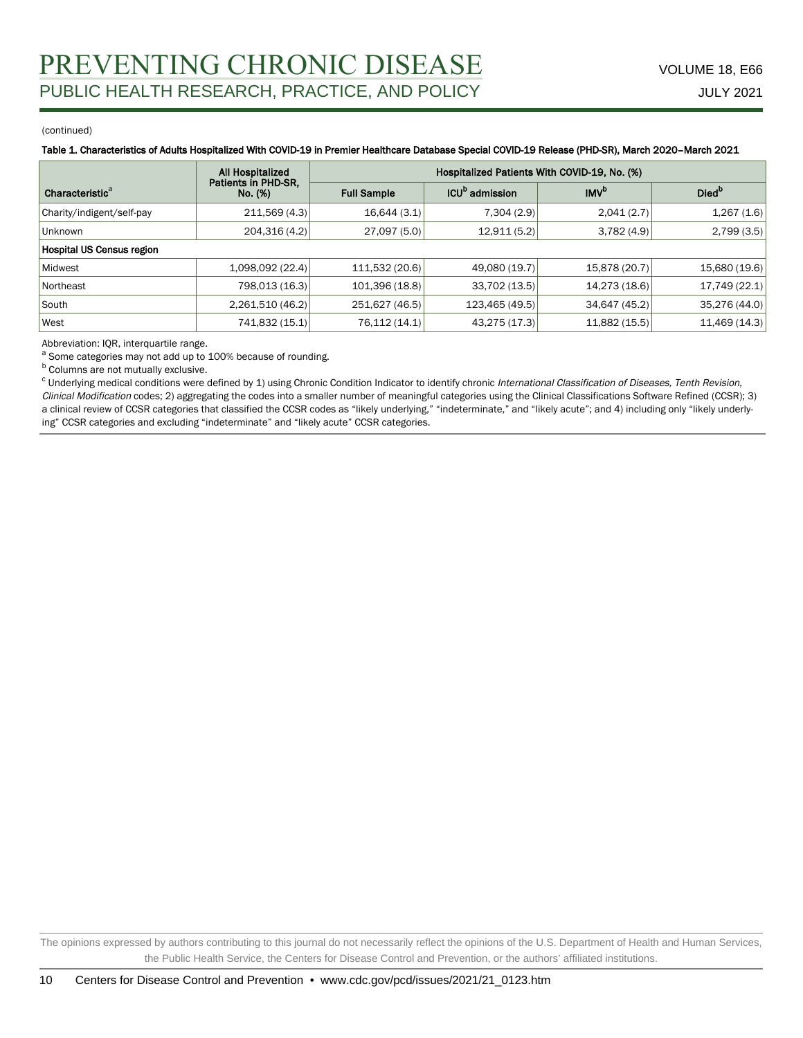(continued)

**Table 1. Characteristics of Adults Hospitalized With COVID-19 in Premier Healthcare Database Special COVID-19 Release (PHD-SR), March 2020–March 2021**

| Characteristic[a] | All Hospitalized Patients in PHD-SR, No. (%) | Hospitalized Patients With COVID-19, No. (%) | | | |
|---|---|---|---|---|---|
| | | Full Sample | ICU[b] admission | IMV[b] | Died[b] |
| Charity/indigent/self-pay | 211,569 (4.3) | 16,644 (3.1) | 7,304 (2.9) | 2,041 (2.7) | 1,267 (1.6) |
| Unknown | 204,316 (4.2) | 27,097 (5.0) | 12,911 (5.2) | 3,782 (4.9) | 2,799 (3.5) |
| **Hospital US Census region** | | | | | |
| Midwest | 1,098,092 (22.4) | 111,532 (20.6) | 49,080 (19.7) | 15,878 (20.7) | 15,680 (19.6) |
| Northeast | 798,013 (16.3) | 101,396 (18.8) | 33,702 (13.5) | 14,273 (18.6) | 17,749 (22.1) |
| South | 2,261,510 (46.2) | 251,627 (46.5) | 123,465 (49.5) | 34,647 (45.2) | 35,276 (44.0) |
| West | 741,832 (15.1) | 76,112 (14.1) | 43,275 (17.3) | 11,882 (15.5) | 11,469 (14.3) |

Abbreviation: IQR, interquartile range.

[a] Some categories may not add up to 100% because of rounding.

[b] Columns are not mutually exclusive.

[c] Underlying medical conditions were defined by 1) using Chronic Condition Indicator to identify chronic *International Classification of Diseases, Tenth Revision, Clinical Modification* codes; 2) aggregating the codes into a smaller number of meaningful categories using the Clinical Classifications Software Refined (CCSR); 3) a clinical review of CCSR categories that classified the CCSR codes as "likely underlying," "indeterminate," and "likely acute"; and 4) including only "likely underlying" CCSR categories and excluding "indeterminate" and "likely acute" CCSR categories.

The opinions expressed by authors contributing to this journal do not necessarily reflect the opinions of the U.S. Department of Health and Human Services, the Public Health Service, the Centers for Disease Control and Prevention, or the authors' affiliated institutions.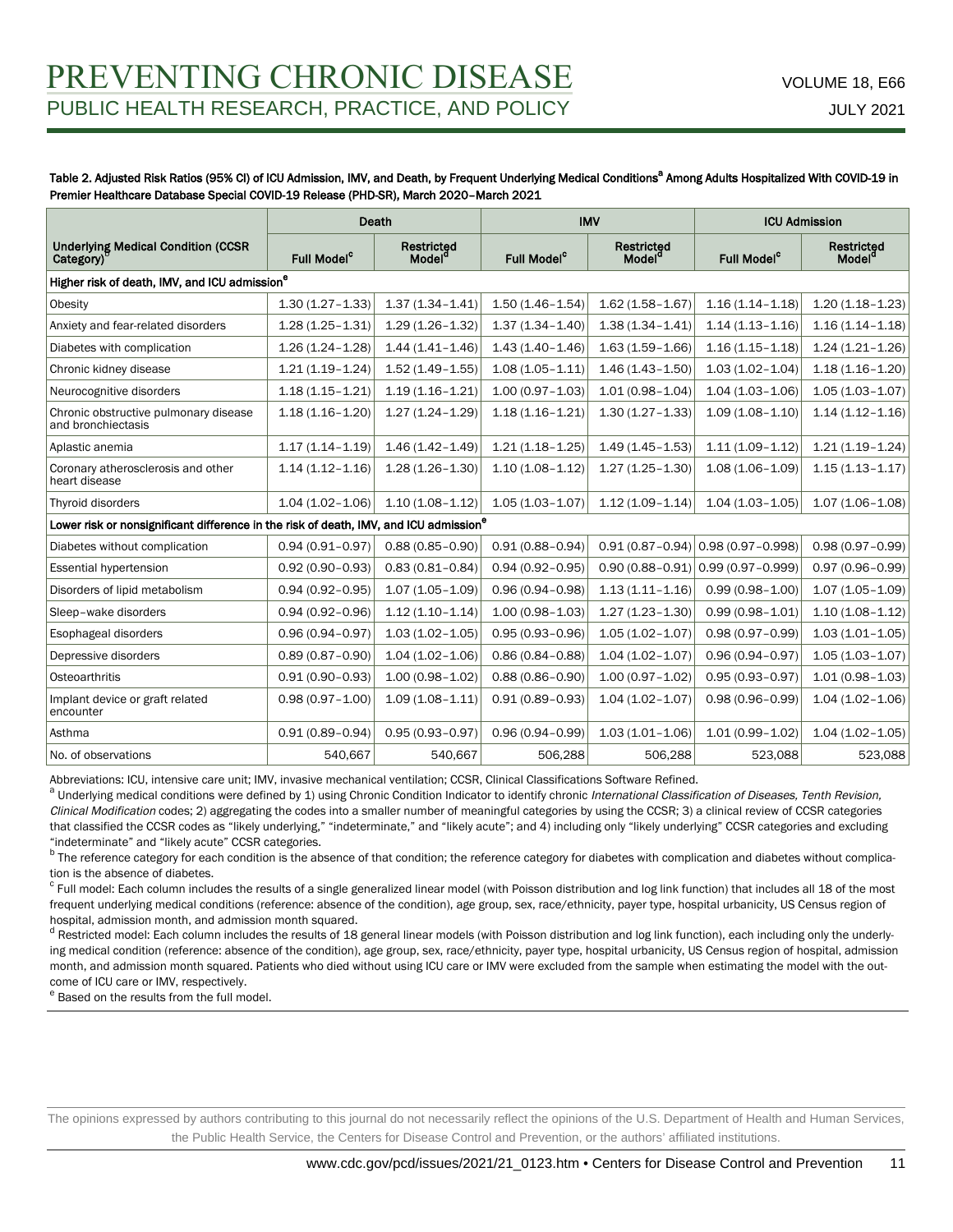Table 2. Adjusted Risk Ratios (95% CI) of ICU Admission, IMV, and Death, by Frequent Underlying Medical Conditions[a] Among Adults Hospitalized With COVID-19 in Premier Healthcare Database Special COVID-19 Release (PHD-SR), March 2020–March 2021

| Underlying Medical Condition (CCSR Category)[b] | Death | | IMV | | ICU Admission | |
|---|---|---|---|---|---|---|
| | Full Model[c] | Restricted Model[d] | Full Model[c] | Restricted Model[d] | Full Model[c] | Restricted Model[d] |
| **Higher risk of death, IMV, and ICU admission[e]** | | | | | | |
| Obesity | 1.30 (1.27–1.33) | 1.37 (1.34–1.41) | 1.50 (1.46–1.54) | 1.62 (1.58–1.67) | 1.16 (1.14–1.18) | 1.20 (1.18–1.23) |
| Anxiety and fear-related disorders | 1.28 (1.25–1.31) | 1.29 (1.26–1.32) | 1.37 (1.34–1.40) | 1.38 (1.34–1.41) | 1.14 (1.13–1.16) | 1.16 (1.14–1.18) |
| Diabetes with complication | 1.26 (1.24–1.28) | 1.44 (1.41–1.46) | 1.43 (1.40–1.46) | 1.63 (1.59–1.66) | 1.16 (1.15–1.18) | 1.24 (1.21–1.26) |
| Chronic kidney disease | 1.21 (1.19–1.24) | 1.52 (1.49–1.55) | 1.08 (1.05–1.11) | 1.46 (1.43–1.50) | 1.03 (1.02–1.04) | 1.18 (1.16–1.20) |
| Neurocognitive disorders | 1.18 (1.15–1.21) | 1.19 (1.16–1.21) | 1.00 (0.97–1.03) | 1.01 (0.98–1.04) | 1.04 (1.03–1.06) | 1.05 (1.03–1.07) |
| Chronic obstructive pulmonary disease and bronchiectasis | 1.18 (1.16–1.20) | 1.27 (1.24–1.29) | 1.18 (1.16–1.21) | 1.30 (1.27–1.33) | 1.09 (1.08–1.10) | 1.14 (1.12–1.16) |
| Aplastic anemia | 1.17 (1.14–1.19) | 1.46 (1.42–1.49) | 1.21 (1.18–1.25) | 1.49 (1.45–1.53) | 1.11 (1.09–1.12) | 1.21 (1.19–1.24) |
| Coronary atherosclerosis and other heart disease | 1.14 (1.12–1.16) | 1.28 (1.26–1.30) | 1.10 (1.08–1.12) | 1.27 (1.25–1.30) | 1.08 (1.06–1.09) | 1.15 (1.13–1.17) |
| Thyroid disorders | 1.04 (1.02–1.06) | 1.10 (1.08–1.12) | 1.05 (1.03–1.07) | 1.12 (1.09–1.14) | 1.04 (1.03–1.05) | 1.07 (1.06–1.08) |
| **Lower risk or nonsignificant difference in the risk of death, IMV, and ICU admission[e]** | | | | | | |
| Diabetes without complication | 0.94 (0.91–0.97) | 0.88 (0.85–0.90) | 0.91 (0.88–0.94) | 0.91 (0.87–0.94) | 0.98 (0.97–0.998) | 0.98 (0.97–0.99) |
| Essential hypertension | 0.92 (0.90–0.93) | 0.83 (0.81–0.84) | 0.94 (0.92–0.95) | 0.90 (0.88–0.91) | 0.99 (0.97–0.999) | 0.97 (0.96–0.99) |
| Disorders of lipid metabolism | 0.94 (0.92–0.95) | 1.07 (1.05–1.09) | 0.96 (0.94–0.98) | 1.13 (1.11–1.16) | 0.99 (0.98–1.00) | 1.07 (1.05–1.09) |
| Sleep–wake disorders | 0.94 (0.92–0.96) | 1.12 (1.10–1.14) | 1.00 (0.98–1.03) | 1.27 (1.23–1.30) | 0.99 (0.98–1.01) | 1.10 (1.08–1.12) |
| Esophageal disorders | 0.96 (0.94–0.97) | 1.03 (1.02–1.05) | 0.95 (0.93–0.96) | 1.05 (1.02–1.07) | 0.98 (0.97–0.99) | 1.03 (1.01–1.05) |
| Depressive disorders | 0.89 (0.87–0.90) | 1.04 (1.02–1.06) | 0.86 (0.84–0.88) | 1.04 (1.02–1.07) | 0.96 (0.94–0.97) | 1.05 (1.03–1.07) |
| Osteoarthritis | 0.91 (0.90–0.93) | 1.00 (0.98–1.02) | 0.88 (0.86–0.90) | 1.00 (0.97–1.02) | 0.95 (0.93–0.97) | 1.01 (0.98–1.03) |
| Implant device or graft related encounter | 0.98 (0.97–1.00) | 1.09 (1.08–1.11) | 0.91 (0.89–0.93) | 1.04 (1.02–1.07) | 0.98 (0.96–0.99) | 1.04 (1.02–1.06) |
| Asthma | 0.91 (0.89–0.94) | 0.95 (0.93–0.97) | 0.96 (0.94–0.99) | 1.03 (1.01–1.06) | 1.01 (0.99–1.02) | 1.04 (1.02–1.05) |
| No. of observations | 540,667 | 540,667 | 506,288 | 506,288 | 523,088 | 523,088 |

Abbreviations: ICU, intensive care unit; IMV, invasive mechanical ventilation; CCSR, Clinical Classifications Software Refined.

[a] Underlying medical conditions were defined by 1) using Chronic Condition Indicator to identify chronic *International Classification of Diseases, Tenth Revision, Clinical Modification* codes; 2) aggregating the codes into a smaller number of meaningful categories by using the CCSR; 3) a clinical review of CCSR categories that classified the CCSR codes as "likely underlying," "indeterminate," and "likely acute"; and 4) including only "likely underlying" CCSR categories and excluding "indeterminate" and "likely acute" CCSR categories.

[b] The reference category for each condition is the absence of that condition; the reference category for diabetes with complication and diabetes without complication is the absence of diabetes.

[c] Full model: Each column includes the results of a single generalized linear model (with Poisson distribution and log link function) that includes all 18 of the most frequent underlying medical conditions (reference: absence of the condition), age group, sex, race/ethnicity, payer type, hospital urbanicity, US Census region of hospital, admission month, and admission month squared.

[d] Restricted model: Each column includes the results of 18 general linear models (with Poisson distribution and log link function), each including only the underlying medical condition (reference: absence of the condition), age group, sex, race/ethnicity, payer type, hospital urbanicity, US Census region of hospital, admission month, and admission month squared. Patients who died without using ICU care or IMV were excluded from the sample when estimating the model with the outcome of ICU care or IMV, respectively.

[e] Based on the results from the full model.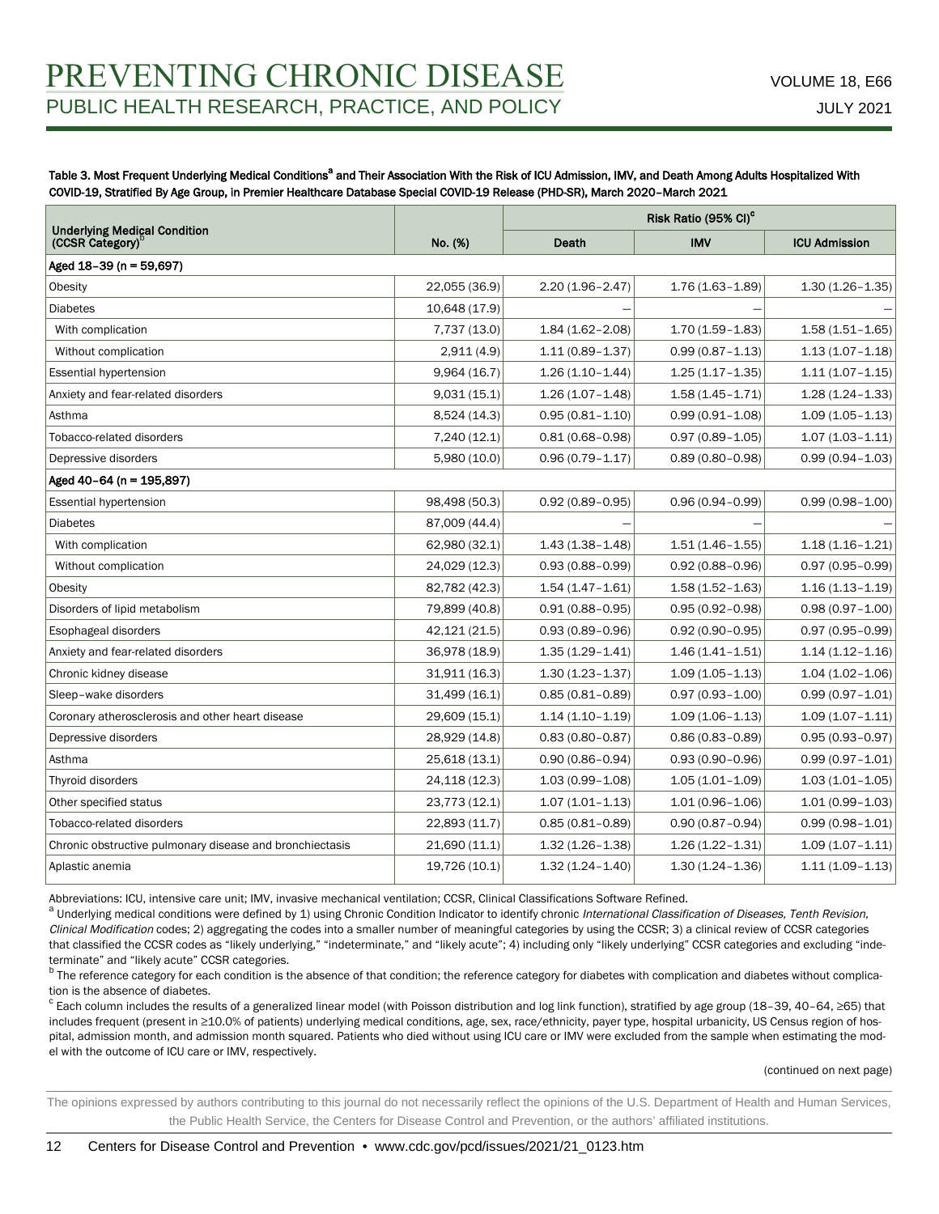Table 3. Most Frequent Underlying Medical Conditions[a] and Their Association With the Risk of ICU Admission, IMV, and Death Among Adults Hospitalized With COVID-19, Stratified By Age Group, in Premier Healthcare Database Special COVID-19 Release (PHD-SR), March 2020–March 2021

| Underlying Medical Condition (CCSR Category)[b] | No. (%) | Risk Ratio (95% CI)[c] | | |
|---|---|---|---|---|
| | | Death | IMV | ICU Admission |
| **Aged 18–39 (n = 59,697)** | | | | |
| Obesity | 22,055 (36.9) | 2.20 (1.96–2.47) | 1.76 (1.63–1.89) | 1.30 (1.26–1.35) |
| Diabetes | 10,648 (17.9) | — | — | — |
| With complication | 7,737 (13.0) | 1.84 (1.62–2.08) | 1.70 (1.59–1.83) | 1.58 (1.51–1.65) |
| Without complication | 2,911 (4.9) | 1.11 (0.89–1.37) | 0.99 (0.87–1.13) | 1.13 (1.07–1.18) |
| Essential hypertension | 9,964 (16.7) | 1.26 (1.10–1.44) | 1.25 (1.17–1.35) | 1.11 (1.07–1.15) |
| Anxiety and fear-related disorders | 9,031 (15.1) | 1.26 (1.07–1.48) | 1.58 (1.45–1.71) | 1.28 (1.24–1.33) |
| Asthma | 8,524 (14.3) | 0.95 (0.81–1.10) | 0.99 (0.91–1.08) | 1.09 (1.05–1.13) |
| Tobacco-related disorders | 7,240 (12.1) | 0.81 (0.68–0.98) | 0.97 (0.89–1.05) | 1.07 (1.03–1.11) |
| Depressive disorders | 5,980 (10.0) | 0.96 (0.79–1.17) | 0.89 (0.80–0.98) | 0.99 (0.94–1.03) |
| **Aged 40–64 (n = 195,897)** | | | | |
| Essential hypertension | 98,498 (50.3) | 0.92 (0.89–0.95) | 0.96 (0.94–0.99) | 0.99 (0.98–1.00) |
| Diabetes | 87,009 (44.4) | — | — | — |
| With complication | 62,980 (32.1) | 1.43 (1.38–1.48) | 1.51 (1.46–1.55) | 1.18 (1.16–1.21) |
| Without complication | 24,029 (12.3) | 0.93 (0.88–0.99) | 0.92 (0.88–0.96) | 0.97 (0.95–0.99) |
| Obesity | 82,782 (42.3) | 1.54 (1.47–1.61) | 1.58 (1.52–1.63) | 1.16 (1.13–1.19) |
| Disorders of lipid metabolism | 79,899 (40.8) | 0.91 (0.88–0.95) | 0.95 (0.92–0.98) | 0.98 (0.97–1.00) |
| Esophageal disorders | 42,121 (21.5) | 0.93 (0.89–0.96) | 0.92 (0.90–0.95) | 0.97 (0.95–0.99) |
| Anxiety and fear-related disorders | 36,978 (18.9) | 1.35 (1.29–1.41) | 1.46 (1.41–1.51) | 1.14 (1.12–1.16) |
| Chronic kidney disease | 31,911 (16.3) | 1.30 (1.23–1.37) | 1.09 (1.05–1.13) | 1.04 (1.02–1.06) |
| Sleep–wake disorders | 31,499 (16.1) | 0.85 (0.81–0.89) | 0.97 (0.93–1.00) | 0.99 (0.97–1.01) |
| Coronary atherosclerosis and other heart disease | 29,609 (15.1) | 1.14 (1.10–1.19) | 1.09 (1.06–1.13) | 1.09 (1.07–1.11) |
| Depressive disorders | 28,929 (14.8) | 0.83 (0.80–0.87) | 0.86 (0.83–0.89) | 0.95 (0.93–0.97) |
| Asthma | 25,618 (13.1) | 0.90 (0.86–0.94) | 0.93 (0.90–0.96) | 0.99 (0.97–1.01) |
| Thyroid disorders | 24,118 (12.3) | 1.03 (0.99–1.08) | 1.05 (1.01–1.09) | 1.03 (1.01–1.05) |
| Other specified status | 23,773 (12.1) | 1.07 (1.01–1.13) | 1.01 (0.96–1.06) | 1.01 (0.99–1.03) |
| Tobacco-related disorders | 22,893 (11.7) | 0.85 (0.81–0.89) | 0.90 (0.87–0.94) | 0.99 (0.98–1.01) |
| Chronic obstructive pulmonary disease and bronchiectasis | 21,690 (11.1) | 1.32 (1.26–1.38) | 1.26 (1.22–1.31) | 1.09 (1.07–1.11) |
| Aplastic anemia | 19,726 (10.1) | 1.32 (1.24–1.40) | 1.30 (1.24–1.36) | 1.11 (1.09–1.13) |

Abbreviations: ICU, intensive care unit; IMV, invasive mechanical ventilation; CCSR, Clinical Classifications Software Refined.

[a] Underlying medical conditions were defined by 1) using Chronic Condition Indicator to identify chronic *International Classification of Diseases, Tenth Revision, Clinical Modification* codes; 2) aggregating the codes into a smaller number of meaningful categories by using the CCSR; 3) a clinical review of CCSR categories that classified the CCSR codes as "likely underlying," "indeterminate," and "likely acute"; 4) including only "likely underlying" CCSR categories and excluding "indeterminate" and "likely acute" CCSR categories.

[b] The reference category for each condition is the absence of that condition; the reference category for diabetes with complication and diabetes without complication is the absence of diabetes.

[c] Each column includes the results of a generalized linear model (with Poisson distribution and log link function), stratified by age group (18–39, 40–64, ≥65) that includes frequent (present in ≥10.0% of patients) underlying medical conditions, age, sex, race/ethnicity, payer type, hospital urbanicity, US Census region of hospital, admission month, and admission month squared. Patients who died without using ICU care or IMV were excluded from the sample when estimating the model with the outcome of ICU care or IMV, respectively.

(continued on next page)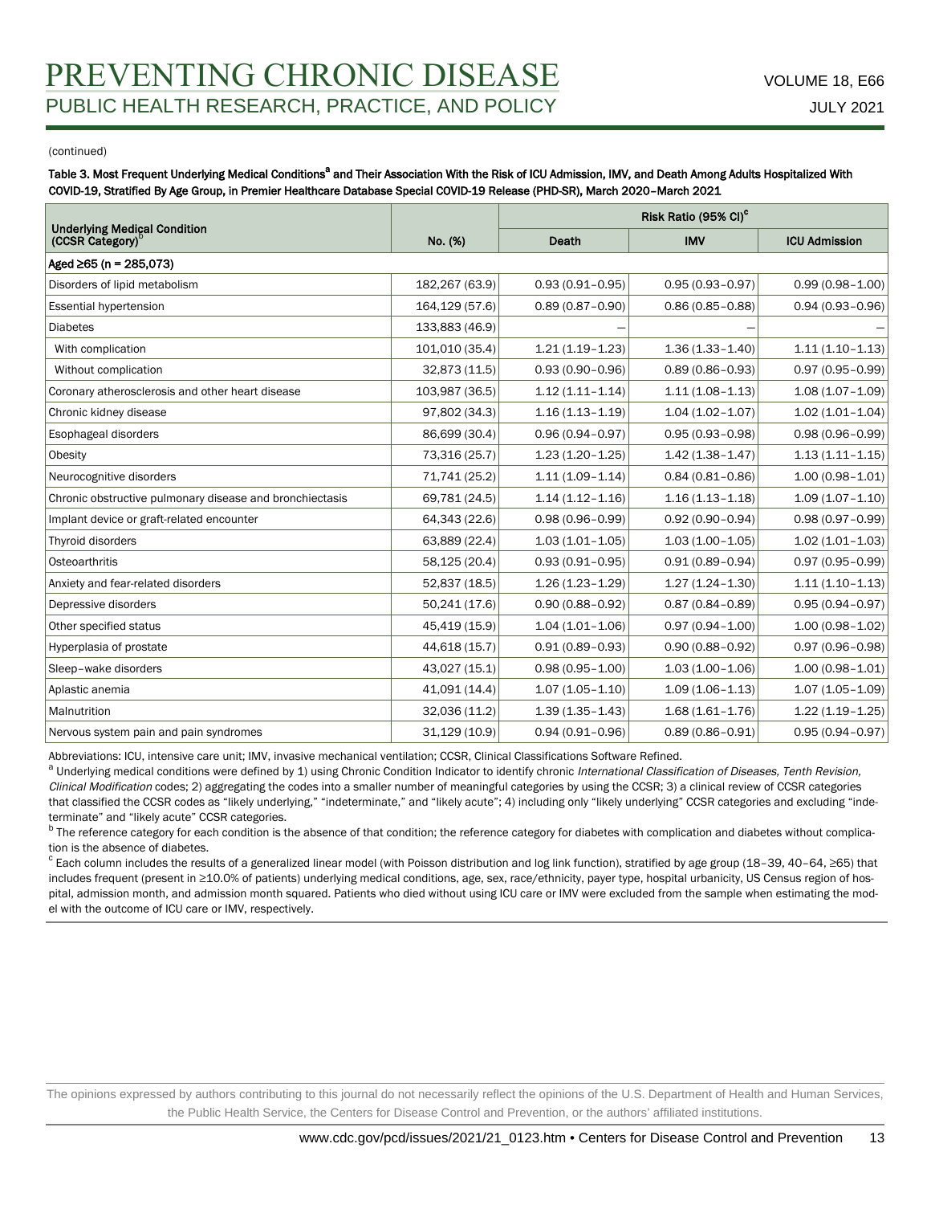(continued)

**Table 3. Most Frequent Underlying Medical Conditions[a] and Their Association With the Risk of ICU Admission, IMV, and Death Among Adults Hospitalized With COVID-19, Stratified By Age Group, in Premier Healthcare Database Special COVID-19 Release (PHD-SR), March 2020–March 2021**

| Underlying Medical Condition (CCSR Category)[b] | No. (%) | Risk Ratio (95% CI)[c] | | |
|---|---|---|---|---|
| | | Death | IMV | ICU Admission |
| **Aged ≥65 (n = 285,073)** | | | | |
| Disorders of lipid metabolism | 182,267 (63.9) | 0.93 (0.91–0.95) | 0.95 (0.93–0.97) | 0.99 (0.98–1.00) |
| Essential hypertension | 164,129 (57.6) | 0.89 (0.87–0.90) | 0.86 (0.85–0.88) | 0.94 (0.93–0.96) |
| Diabetes | 133,883 (46.9) | — | — | — |
| With complication | 101,010 (35.4) | 1.21 (1.19–1.23) | 1.36 (1.33–1.40) | 1.11 (1.10–1.13) |
| Without complication | 32,873 (11.5) | 0.93 (0.90–0.96) | 0.89 (0.86–0.93) | 0.97 (0.95–0.99) |
| Coronary atherosclerosis and other heart disease | 103,987 (36.5) | 1.12 (1.11–1.14) | 1.11 (1.08–1.13) | 1.08 (1.07–1.09) |
| Chronic kidney disease | 97,802 (34.3) | 1.16 (1.13–1.19) | 1.04 (1.02–1.07) | 1.02 (1.01–1.04) |
| Esophageal disorders | 86,699 (30.4) | 0.96 (0.94–0.97) | 0.95 (0.93–0.98) | 0.98 (0.96–0.99) |
| Obesity | 73,316 (25.7) | 1.23 (1.20–1.25) | 1.42 (1.38–1.47) | 1.13 (1.11–1.15) |
| Neurocognitive disorders | 71,741 (25.2) | 1.11 (1.09–1.14) | 0.84 (0.81–0.86) | 1.00 (0.98–1.01) |
| Chronic obstructive pulmonary disease and bronchiectasis | 69,781 (24.5) | 1.14 (1.12–1.16) | 1.16 (1.13–1.18) | 1.09 (1.07–1.10) |
| Implant device or graft-related encounter | 64,343 (22.6) | 0.98 (0.96–0.99) | 0.92 (0.90–0.94) | 0.98 (0.97–0.99) |
| Thyroid disorders | 63,889 (22.4) | 1.03 (1.01–1.05) | 1.03 (1.00–1.05) | 1.02 (1.01–1.03) |
| Osteoarthritis | 58,125 (20.4) | 0.93 (0.91–0.95) | 0.91 (0.89–0.94) | 0.97 (0.95–0.99) |
| Anxiety and fear-related disorders | 52,837 (18.5) | 1.26 (1.23–1.29) | 1.27 (1.24–1.30) | 1.11 (1.10–1.13) |
| Depressive disorders | 50,241 (17.6) | 0.90 (0.88–0.92) | 0.87 (0.84–0.89) | 0.95 (0.94–0.97) |
| Other specified status | 45,419 (15.9) | 1.04 (1.01–1.06) | 0.97 (0.94–1.00) | 1.00 (0.98–1.02) |
| Hyperplasia of prostate | 44,618 (15.7) | 0.91 (0.89–0.93) | 0.90 (0.88–0.92) | 0.97 (0.96–0.98) |
| Sleep–wake disorders | 43,027 (15.1) | 0.98 (0.95–1.00) | 1.03 (1.00–1.06) | 1.00 (0.98–1.01) |
| Aplastic anemia | 41,091 (14.4) | 1.07 (1.05–1.10) | 1.09 (1.06–1.13) | 1.07 (1.05–1.09) |
| Malnutrition | 32,036 (11.2) | 1.39 (1.35–1.43) | 1.68 (1.61–1.76) | 1.22 (1.19–1.25) |
| Nervous system pain and pain syndromes | 31,129 (10.9) | 0.94 (0.91–0.96) | 0.89 (0.86–0.91) | 0.95 (0.94–0.97) |

Abbreviations: ICU, intensive care unit; IMV, invasive mechanical ventilation; CCSR, Clinical Classifications Software Refined.

[a] Underlying medical conditions were defined by 1) using Chronic Condition Indicator to identify chronic *International Classification of Diseases, Tenth Revision, Clinical Modification* codes; 2) aggregating the codes into a smaller number of meaningful categories by using the CCSR; 3) a clinical review of CCSR categories that classified the CCSR codes as "likely underlying," "indeterminate," and "likely acute"; 4) including only "likely underlying" CCSR categories and excluding "indeterminate" and "likely acute" CCSR categories.

[b] The reference category for each condition is the absence of that condition; the reference category for diabetes with complication and diabetes without complication is the absence of diabetes.

[c] Each column includes the results of a generalized linear model (with Poisson distribution and log link function), stratified by age group (18–39, 40–64, ≥65) that includes frequent (present in ≥10.0% of patients) underlying medical conditions, age, sex, race/ethnicity, payer type, hospital urbanicity, US Census region of hospital, admission month, and admission month squared. Patients who died without using ICU care or IMV were excluded from the sample when estimating the model with the outcome of ICU care or IMV, respectively.

The opinions expressed by authors contributing to this journal do not necessarily reflect the opinions of the U.S. Department of Health and Human Services, the Public Health Service, the Centers for Disease Control and Prevention, or the authors' affiliated institutions.